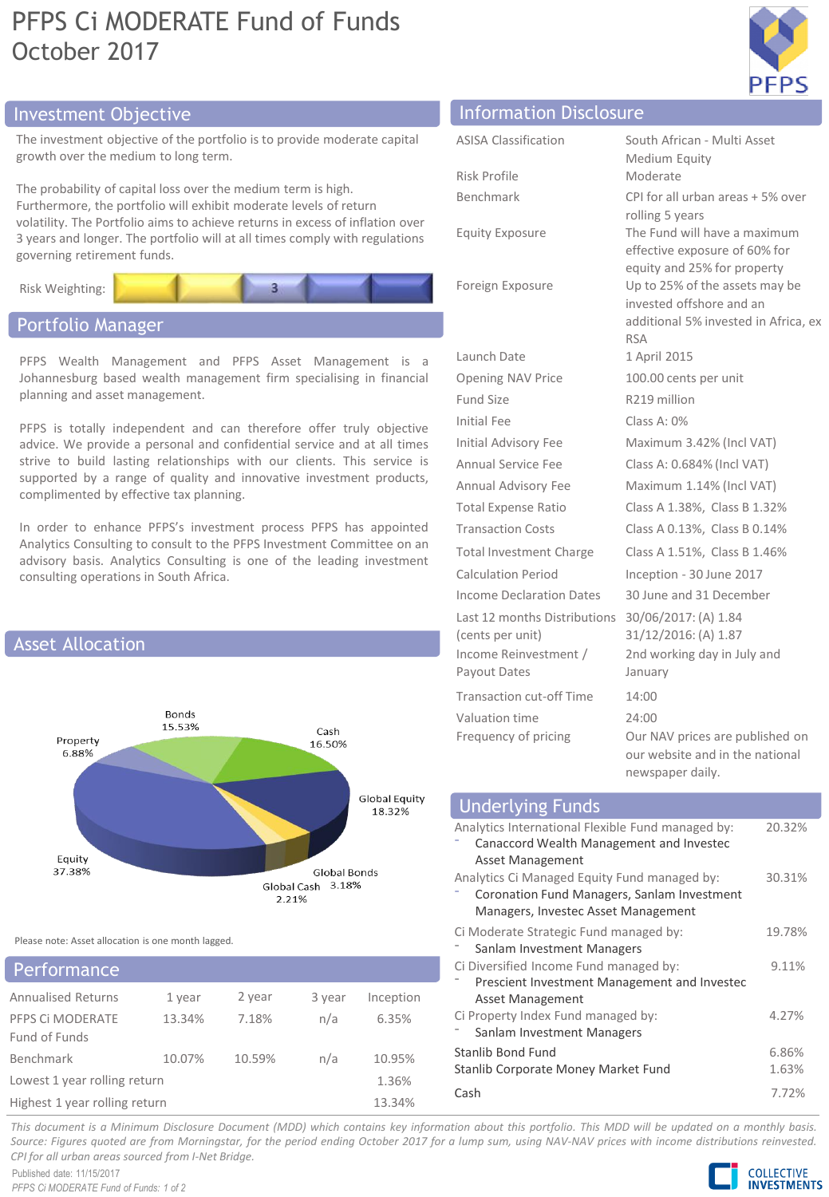# PFPS Ci MODERATE Fund of Funds
October 2017

## Investment Objective

The investment objective of the portfolio is to provide moderate capital growth over the medium to long term.

The probability of capital loss over the medium term is high. Furthermore, the portfolio will exhibit moderate levels of return volatility. The Portfolio aims to achieve returns in excess of inflation over 3 years and longer. The portfolio will at all times comply with regulations governing retirement funds.

Risk Weighting: 3

## Portfolio Manager

PFPS Wealth Management and PFPS Asset Management is a Johannesburg based wealth management firm specialising in financial planning and asset management.

PFPS is totally independent and can therefore offer truly objective advice. We provide a personal and confidential service and at all times strive to build lasting relationships with our clients. This service is supported by a range of quality and innovative investment products, complimented by effective tax planning.

In order to enhance PFPS's investment process PFPS has appointed Analytics Consulting to consult to the PFPS Investment Committee on an advisory basis. Analytics Consulting is one of the leading investment consulting operations in South Africa.

## Asset Allocation

| Asset Class | Allocation |
|---|---|
| Bonds | 15.53% |
| Cash | 16.50% |
| Global Equity | 18.32% |
| Global Bonds | 3.18% |
| Global Cash | 2.21% |
| Equity | 37.38% |
| Property | 6.88% |

Please note: Asset allocation is one month lagged.

## Performance

| Annualised Returns | 1 year | 2 year | 3 year | Inception |
|---|---|---|---|---|
| PFPS Ci MODERATE Fund of Funds | 13.34% | 7.18% | n/a | 6.35% |
| Benchmark | 10.07% | 10.59% | n/a | 10.95% |
| Lowest 1 year rolling return | | | | 1.36% |
| Highest 1 year rolling return | | | | 13.34% |

## Information Disclosure

| | |
|---|---|
| ASISA Classification | South African - Multi Asset Medium Equity |
| Risk Profile | Moderate |
| Benchmark | CPI for all urban areas + 5% over rolling 5 years |
| Equity Exposure | The Fund will have a maximum effective exposure of 60% for equity and 25% for property |
| Foreign Exposure | Up to 25% of the assets may be invested offshore and an additional 5% invested in Africa, ex RSA |
| Launch Date | 1 April 2015 |
| Opening NAV Price | 100.00 cents per unit |
| Fund Size | R219 million |
| Initial Fee | Class A: 0% |
| Initial Advisory Fee | Maximum 3.42% (Incl VAT) |
| Annual Service Fee | Class A: 0.684% (Incl VAT) |
| Annual Advisory Fee | Maximum 1.14% (Incl VAT) |
| Total Expense Ratio | Class A 1.38%, Class B 1.32% |
| Transaction Costs | Class A 0.13%, Class B 0.14% |
| Total Investment Charge | Class A 1.51%, Class B 1.46% |
| Calculation Period | Inception - 30 June 2017 |
| Income Declaration Dates | 30 June and 31 December |
| Last 12 months Distributions (cents per unit) | 30/06/2017: (A) 1.84<br>31/12/2016: (A) 1.87 |
| Income Reinvestment / Payout Dates | 2nd working day in July and January |
| Transaction cut-off Time | 14:00 |
| Valuation time | 24:00 |
| Frequency of pricing | Our NAV prices are published on our website and in the national newspaper daily. |

## Underlying Funds

| Fund | Weight |
|---|---|
| Analytics International Flexible Fund managed by:<br>- Canaccord Wealth Management and Investec Asset Management | 20.32% |
| Analytics Ci Managed Equity Fund managed by:<br>- Coronation Fund Managers, Sanlam Investment Managers, Investec Asset Management | 30.31% |
| Ci Moderate Strategic Fund managed by:<br>- Sanlam Investment Managers | 19.78% |
| Ci Diversified Income Fund managed by:<br>- Prescient Investment Management and Investec Asset Management | 9.11% |
| Ci Property Index Fund managed by:<br>- Sanlam Investment Managers | 4.27% |
| Stanlib Bond Fund | 6.86% |
| Stanlib Corporate Money Market Fund | 1.63% |
| Cash | 7.72% |

*This document is a Minimum Disclosure Document (MDD) which contains key information about this portfolio. This MDD will be updated on a monthly basis. Source: Figures quoted are from Morningstar, for the period ending October 2017 for a lump sum, using NAV-NAV prices with income distributions reinvested. CPI for all urban areas sourced from I-Net Bridge.*

Published date: 11/15/2017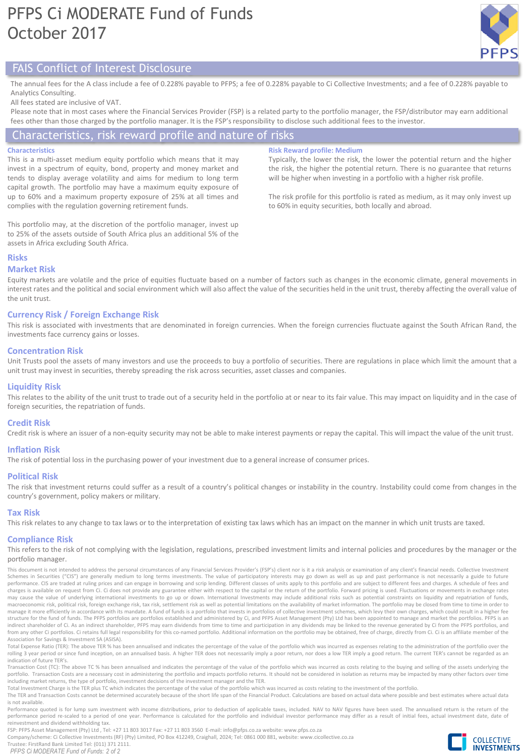# PFPS Ci MODERATE Fund of Funds
October 2017

## FAIS Conflict of Interest Disclosure

The annual fees for the A class include a fee of 0.228% payable to PFPS; a fee of 0.228% payable to Ci Collective Investments; and a fee of 0.228% payable to Analytics Consulting.

All fees stated are inclusive of VAT.

Please note that in most cases where the Financial Services Provider (FSP) is a related party to the portfolio manager, the FSP/distributor may earn additional fees other than those charged by the portfolio manager. It is the FSP's responsibility to disclose such additional fees to the investor.

## Characteristics, risk reward profile and nature of risks

### Characteristics

This is a multi-asset medium equity portfolio which means that it may invest in a spectrum of equity, bond, property and money market and tends to display average volatility and aims for medium to long term capital growth. The portfolio may have a maximum equity exposure of up to 60% and a maximum property exposure of 25% at all times and complies with the regulation governing retirement funds.

This portfolio may, at the discretion of the portfolio manager, invest up to 25% of the assets outside of South Africa plus an additional 5% of the assets in Africa excluding South Africa.

### Risk Reward profile: Medium

Typically, the lower the risk, the lower the potential return and the higher the risk, the higher the potential return. There is no guarantee that returns will be higher when investing in a portfolio with a higher risk profile.

The risk profile for this portfolio is rated as medium, as it may only invest up to 60% in equity securities, both locally and abroad.

### Risks

#### Market Risk

Equity markets are volatile and the price of equities fluctuate based on a number of factors such as changes in the economic climate, general movements in interest rates and the political and social environment which will also affect the value of the securities held in the unit trust, thereby affecting the overall value of the unit trust.

#### Currency Risk / Foreign Exchange Risk

This risk is associated with investments that are denominated in foreign currencies. When the foreign currencies fluctuate against the South African Rand, the investments face currency gains or losses.

#### Concentration Risk

Unit Trusts pool the assets of many investors and use the proceeds to buy a portfolio of securities. There are regulations in place which limit the amount that a unit trust may invest in securities, thereby spreading the risk across securities, asset classes and companies.

#### Liquidity Risk

This relates to the ability of the unit trust to trade out of a security held in the portfolio at or near to its fair value. This may impact on liquidity and in the case of foreign securities, the repatriation of funds.

#### Credit Risk

Credit risk is where an issuer of a non-equity security may not be able to make interest payments or repay the capital. This will impact the value of the unit trust.

#### Inflation Risk

The risk of potential loss in the purchasing power of your investment due to a general increase of consumer prices.

#### Political Risk

The risk that investment returns could suffer as a result of a country's political changes or instability in the country. Instability could come from changes in the country's government, policy makers or military.

#### Tax Risk

This risk relates to any change to tax laws or to the interpretation of existing tax laws which has an impact on the manner in which unit trusts are taxed.

#### Compliance Risk

This refers to the risk of not complying with the legislation, regulations, prescribed investment limits and internal policies and procedures by the manager or the portfolio manager.

This document is not intended to address the personal circumstances of any Financial Services Provider's (FSP's) client nor is it a risk analysis or examination of any client's financial needs. Collective Investment Schemes in Securities ("CIS") are generally medium to long terms investments. The value of participatory interests may go down as well as up and past performance is not necessarily a guide to future performance. CIS are traded at ruling prices and can engage in borrowing and scrip lending. Different classes of units apply to this portfolio and are subject to different fees and charges. A schedule of fees and charges is available on request from Ci. Ci does not provide any guarantee either with respect to the capital or the return of the portfolio. Forward pricing is used. Fluctuations or movements in exchange rates may cause the value of underlying international investments to go up or down. International Investments may include additional risks such as potential constraints on liquidity and repatriation of funds, macroeconomic risk, political risk, foreign exchange risk, tax risk, settlement risk as well as potential limitations on the availability of market information. The portfolio may be closed from time to time in order to manage it more efficiently in accordance with its mandate. A fund of funds is a portfolio that invests in portfolios of collective investment schemes, which levy their own charges, which could result in a higher fee structure for the fund of funds. The PFPS portfolios are portfolios established and administered by Ci, and PFPS Asset Management (Pty) Ltd has been appointed to manage and market the portfolios. PFPS is an indirect shareholder of Ci. As an indirect shareholder, PFPS may earn dividends from time to time and participation in any dividends may be linked to the revenue generated by Ci from the PFPS portfolios, and from any other Ci portfolios. Ci retains full legal responsibility for this co-named portfolio. Additional information on the portfolio may be obtained, free of charge, directly from Ci. Ci is an affiliate member of the Association for Savings & Investment SA (ASISA).

Total Expense Ratio (TER): The above TER % has been annualised and indicates the percentage of the value of the portfolio which was incurred as expenses relating to the administration of the portfolio over the rolling 3 year period or since fund inception, on an annualised basis. A higher TER does not necessarily imply a poor return, nor does a low TER imply a good return. The current TER's cannot be regarded as an indication of future TER's.

Transaction Cost (TC): The above TC % has been annualised and indicates the percentage of the value of the portfolio which was incurred as costs relating to the buying and selling of the assets underlying the portfolio. Transaction Costs are a necessary cost in administering the portfolio and impacts portfolio returns. It should not be considered in isolation as returns may be impacted by many other factors over time including market returns, the type of portfolio, investment decisions of the investment manager and the TER.

Total Investment Charge is the TER plus TC which indicates the percentage of the value of the portfolio which was incurred as costs relating to the investment of the portfolio.

The TER and Transaction Costs cannot be determined accurately because of the short life span of the Financial Product. Calculations are based on actual data where possible and best estimates where actual data is not available.

Performance quoted is for lump sum investment with income distributions, prior to deduction of applicable taxes, included. NAV to NAV figures have been used. The annualised return is the return of the performance period re-scaled to a period of one year. Performance is calculated for the portfolio and individual investor performance may differ as a result of initial fees, actual investment date, date of reinvestment and dividend withholding tax.

FSP: PFPS Asset Management (Pty) Ltd , Tel: +27 11 803 3017 Fax: +27 11 803 3560 E-mail: info@pfps.co.za website: www.pfps.co.za

Company/scheme: Ci Collective Investments (RF) (Pty) Limited, PO Box 412249, Craighall, 2024; Tel: 0861 000 881, website: www.cicollective.co.za

Trustee: FirstRand Bank Limited Tel: (011) 371 2111.